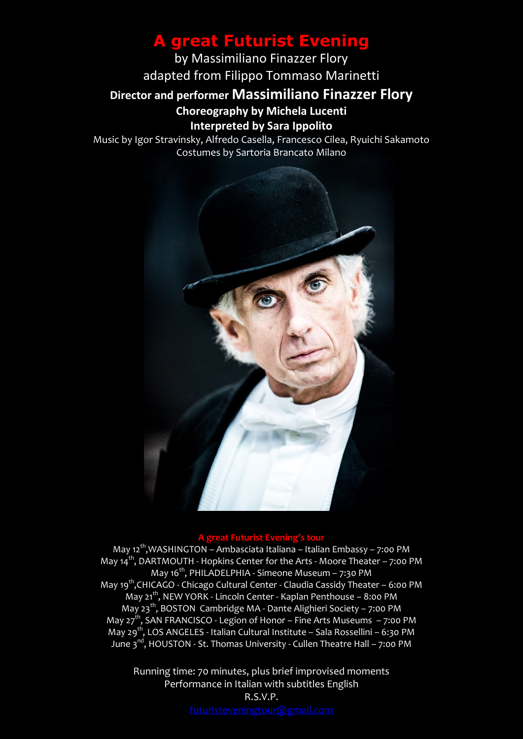# A great Futurist Evening

by Massimiliano Finazzer Flory

adapted from Filippo Tommaso Marinetti

**Director and performer Massimiliano Finazzer Flory**

**Choreography by Michela Lucenti**

**Interpreted by Sara Ippolito**

Music by Igor Stravinsky, Alfredo Casella, Francesco Cilea, Ryuichi Sakamoto

Costumes by Sartoria Brancato Milano

**A great Futurist Evening's tour**

May 12th,WASHINGTON – Ambasciata Italiana – Italian Embassy – 7:00 PM

May 14th, DARTMOUTH - Hopkins Center for the Arts - Moore Theater – 7:00 PM

May 16th, PHILADELPHIA - Simeone Museum – 7:30 PM

May 19th,CHICAGO - Chicago Cultural Center - Claudia Cassidy Theater – 6:00 PM

May 21th, NEW YORK - Lincoln Center - Kaplan Penthouse – 8:00 PM

May 23th, BOSTON Cambridge MA - Dante Alighieri Society – 7:00 PM

May 27th, SAN FRANCISCO - Legion of Honor – Fine Arts Museums – 7:00 PM

May 29th, LOS ANGELES - Italian Cultural Institute – Sala Rossellini – 6:30 PM

June 3nd, HOUSTON - St. Thomas University - Cullen Theatre Hall – 7:00 PM

Running time: 70 minutes, plus brief improvised moments

Performance in Italian with subtitles English

R.S.V.P.

futuristeveningtour@gmail.com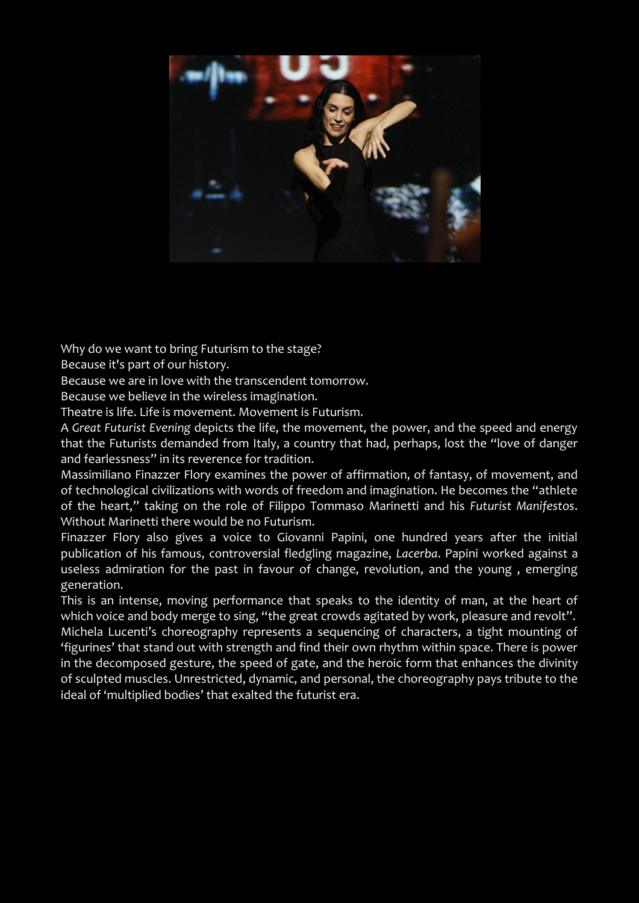Why do we want to bring Futurism to the stage?
Because it's part of our history.
Because we are in love with the transcendent tomorrow.
Because we believe in the wireless imagination.
Theatre is life. Life is movement. Movement is Futurism.
A *Great Futurist Evening* depicts the life, the movement, the power, and the speed and energy that the Futurists demanded from Italy, a country that had, perhaps, lost the "love of danger and fearlessness" in its reverence for tradition.
Massimiliano Finazzer Flory examines the power of affirmation, of fantasy, of movement, and of technological civilizations with words of freedom and imagination. He becomes the "athlete of the heart," taking on the role of Filippo Tommaso Marinetti and his *Futurist Manifestos*. Without Marinetti there would be no Futurism.
Finazzer Flory also gives a voice to Giovanni Papini, one hundred years after the initial publication of his famous, controversial fledgling magazine, *Lacerba*. Papini worked against a useless admiration for the past in favour of change, revolution, and the young , emerging generation.
This is an intense, moving performance that speaks to the identity of man, at the heart of which voice and body merge to sing, "the great crowds agitated by work, pleasure and revolt".
Michela Lucenti's choreography represents a sequencing of characters, a tight mounting of 'figurines' that stand out with strength and find their own rhythm within space. There is power in the decomposed gesture, the speed of gate, and the heroic form that enhances the divinity of sculpted muscles. Unrestricted, dynamic, and personal, the choreography pays tribute to the ideal of 'multiplied bodies' that exalted the futurist era.